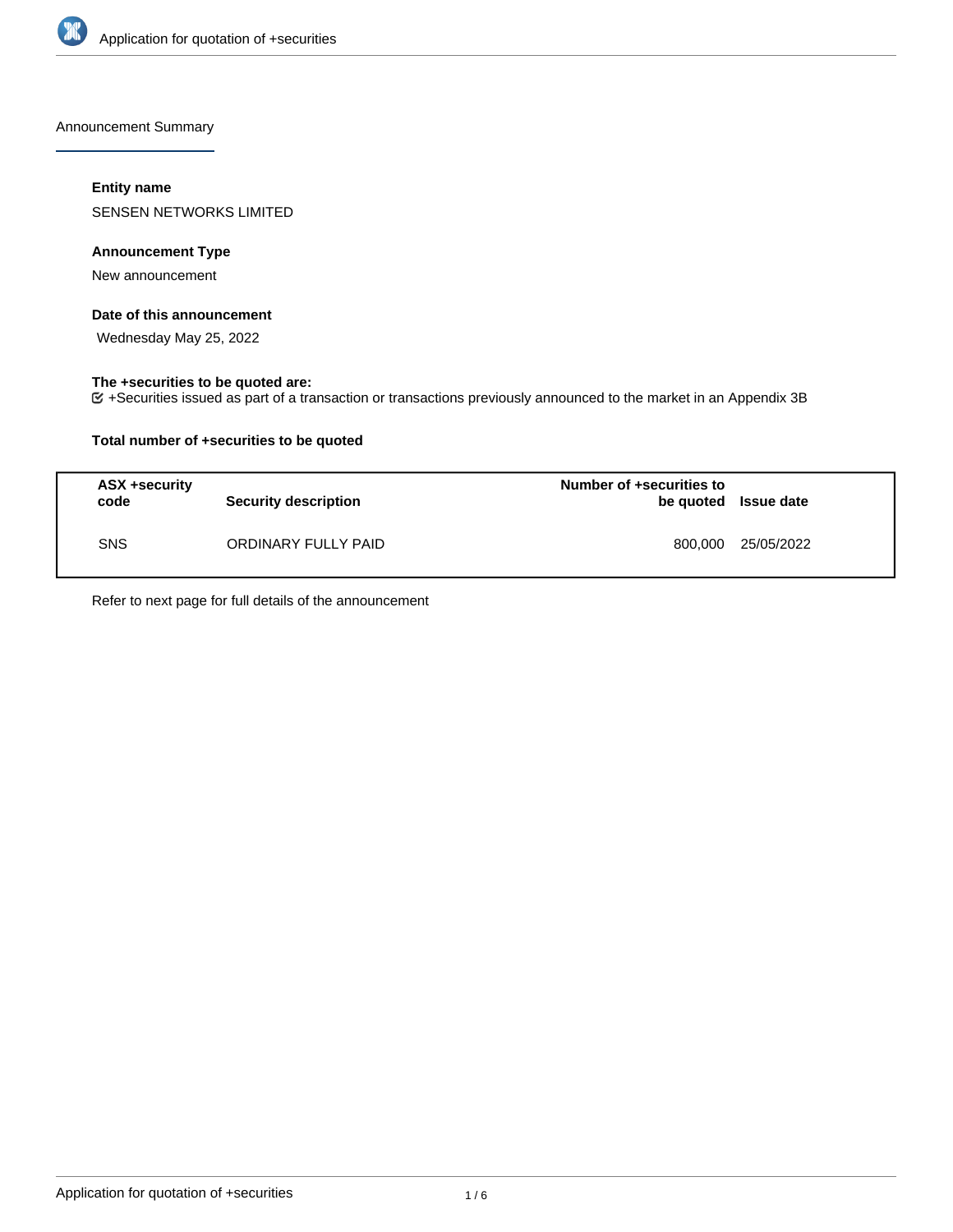Announcement Summary

**Entity name**

SENSEN NETWORKS LIMITED

**Announcement Type**

New announcement

**Date of this announcement**

Wednesday May 25, 2022

**The +securities to be quoted are:**

+Securities issued as part of a transaction or transactions previously announced to the market in an Appendix 3B

**Total number of +securities to be quoted**

| ASX +security code | Security description | Number of +securities to be quoted | Issue date |
|---|---|---|---|
| SNS | ORDINARY FULLY PAID | 800,000 | 25/05/2022 |

Refer to next page for full details of the announcement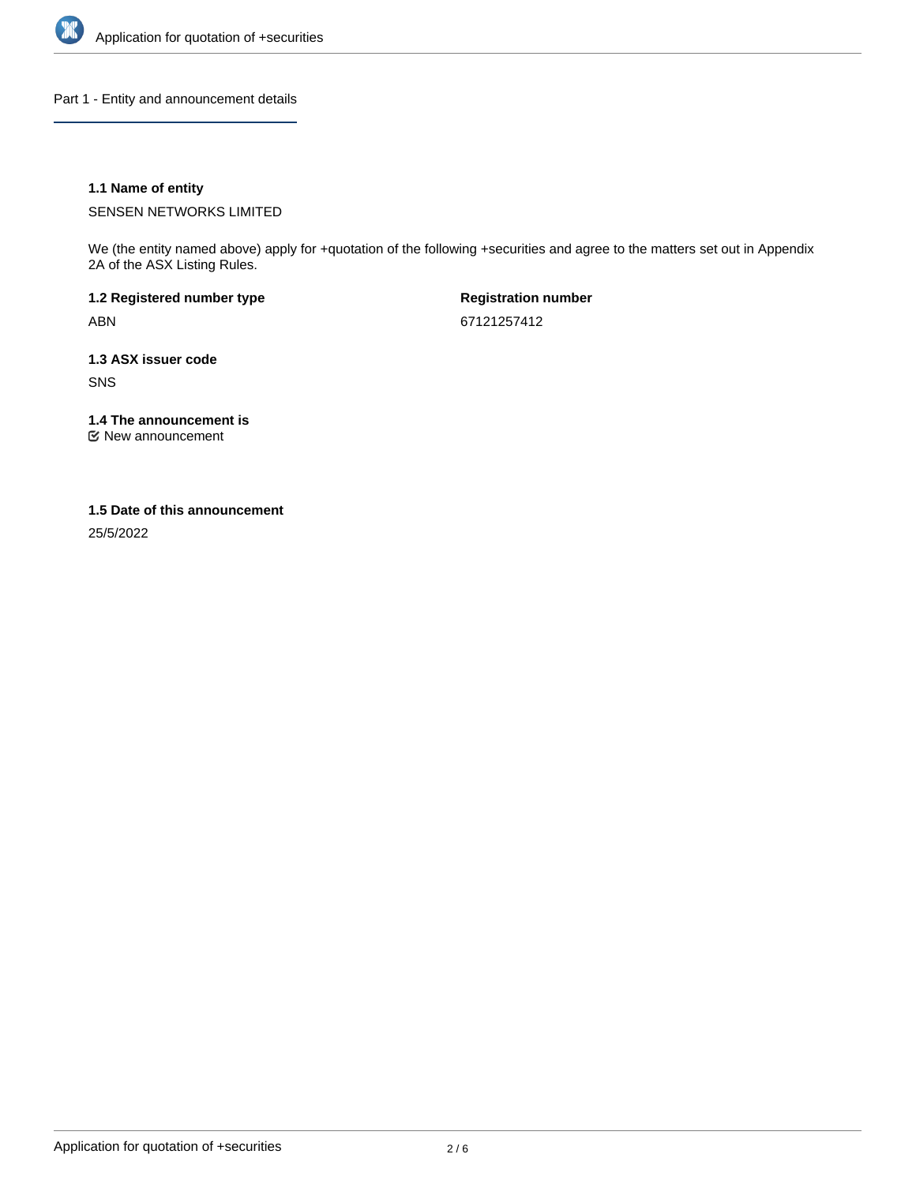## Part 1 - Entity and announcement details

### 1.1 Name of entity

SENSEN NETWORKS LIMITED

We (the entity named above) apply for +quotation of the following +securities and agree to the matters set out in Appendix 2A of the ASX Listing Rules.

**1.2 Registered number type**

ABN

**Registration number**

67121257412

### 1.3 ASX issuer code

SNS

### 1.4 The announcement is

☑ New announcement

### 1.5 Date of this announcement

25/5/2022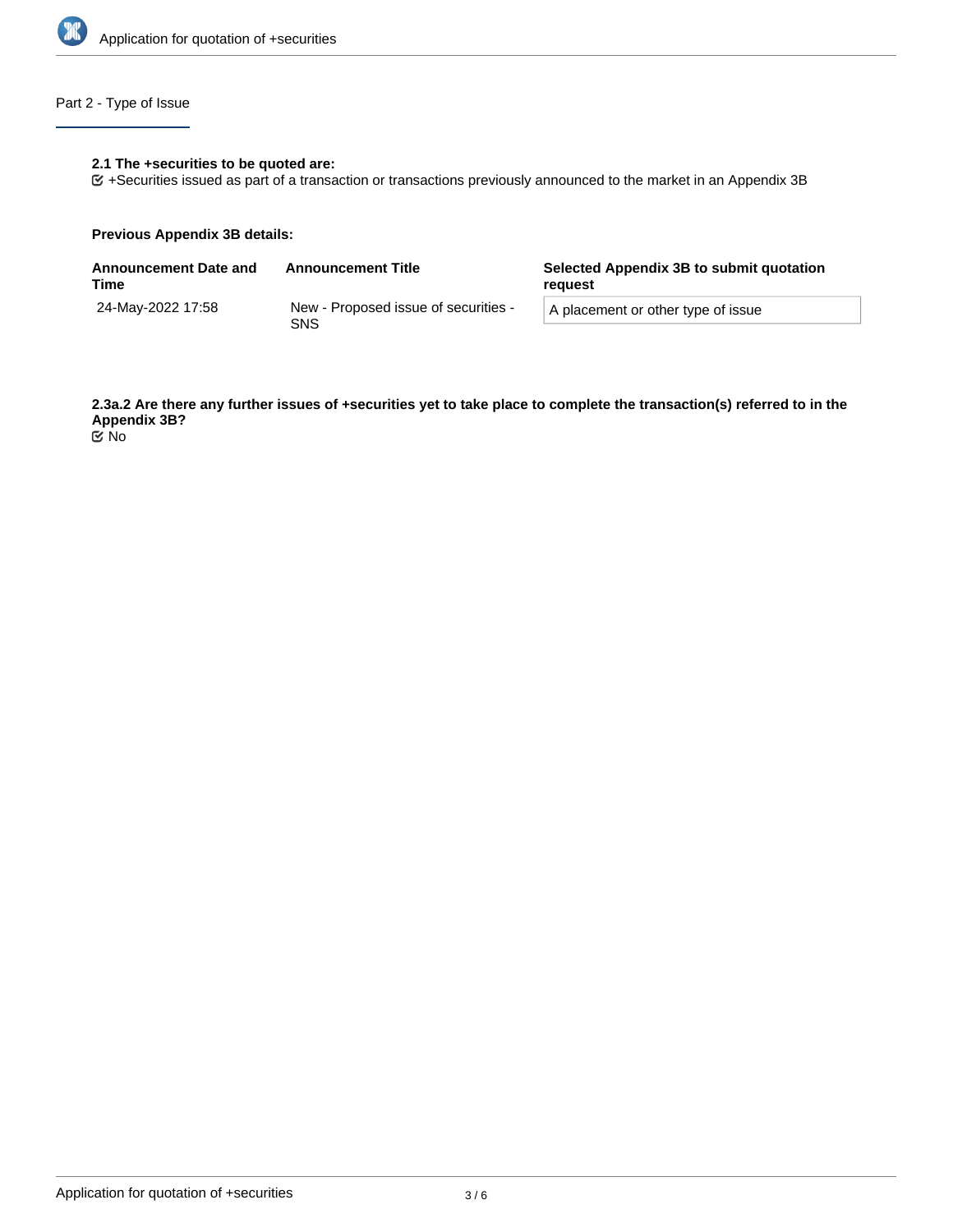## Part 2 - Type of Issue

**2.1 The +securities to be quoted are:**

☑ +Securities issued as part of a transaction or transactions previously announced to the market in an Appendix 3B

**Previous Appendix 3B details:**

| Announcement Date and Time | Announcement Title | Selected Appendix 3B to submit quotation request |
| --- | --- | --- |
| 24-May-2022 17:58 | New - Proposed issue of securities - SNS | A placement or other type of issue |

**2.3a.2 Are there any further issues of +securities yet to take place to complete the transaction(s) referred to in the Appendix 3B?**

☑ No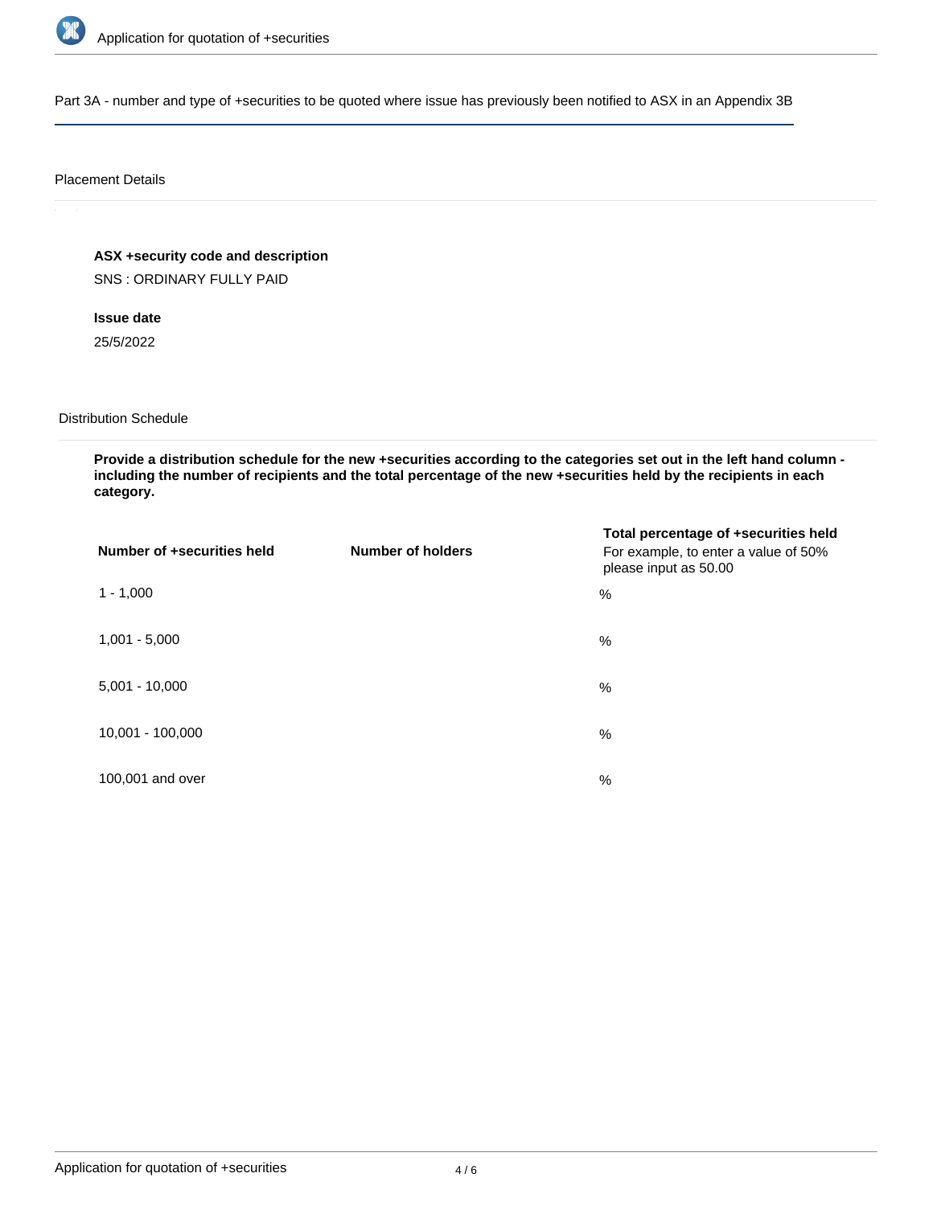Part 3A - number and type of +securities to be quoted where issue has previously been notified to ASX in an Appendix 3B

Placement Details

**ASX +security code and description**

SNS : ORDINARY FULLY PAID

**Issue date**

25/5/2022

Distribution Schedule

**Provide a distribution schedule for the new +securities according to the categories set out in the left hand column - including the number of recipients and the total percentage of the new +securities held by the recipients in each category.**

| Number of +securities held | Number of holders | Total percentage of +securities held For example, to enter a value of 50% please input as 50.00 |
|---|---|---|
| 1 - 1,000 | | % |
| 1,001 - 5,000 | | % |
| 5,001 - 10,000 | | % |
| 10,001 - 100,000 | | % |
| 100,001 and over | | % |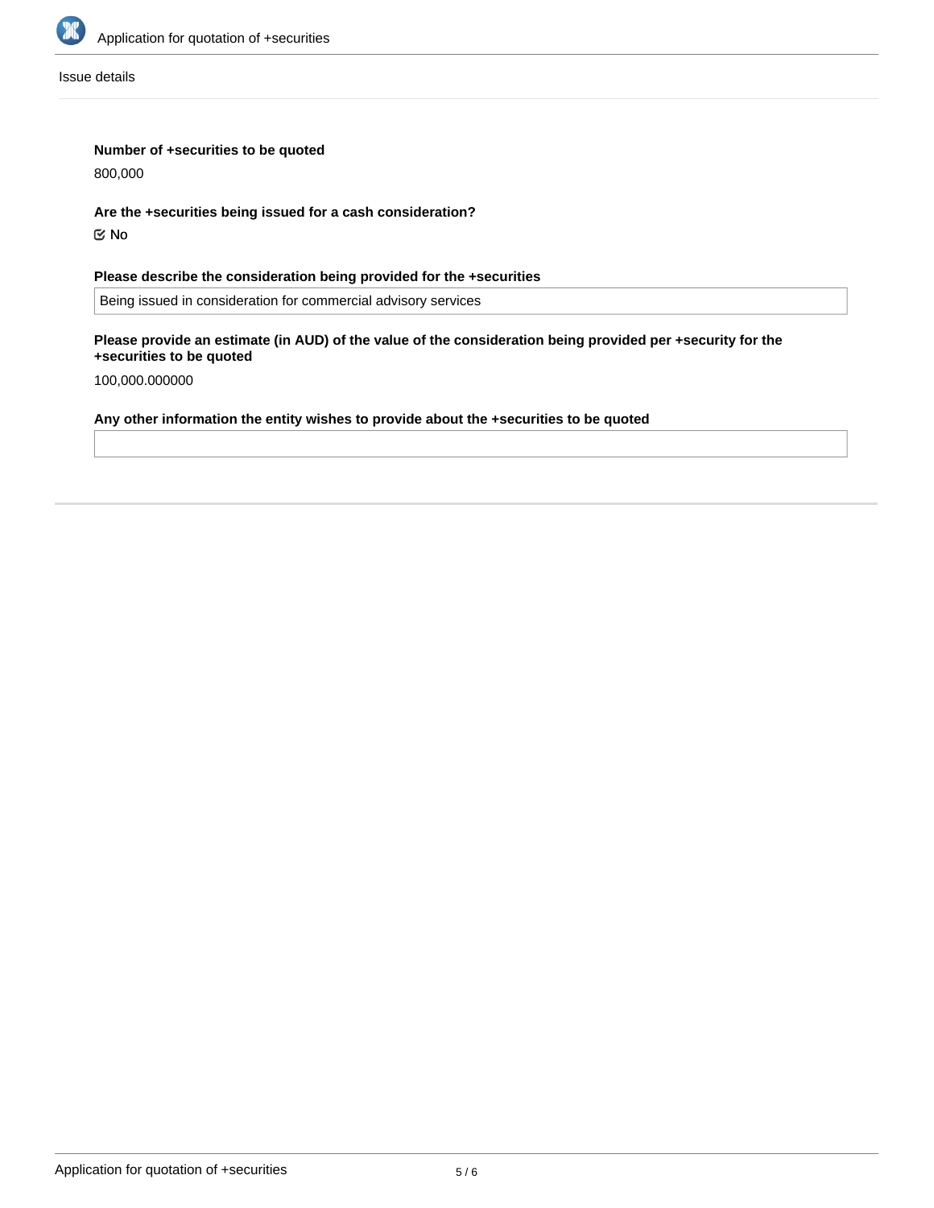Issue details

**Number of +securities to be quoted**

800,000

**Are the +securities being issued for a cash consideration?**

☑ No

**Please describe the consideration being provided for the +securities**

Being issued in consideration for commercial advisory services

**Please provide an estimate (in AUD) of the value of the consideration being provided per +security for the +securities to be quoted**

100,000.000000

**Any other information the entity wishes to provide about the +securities to be quoted**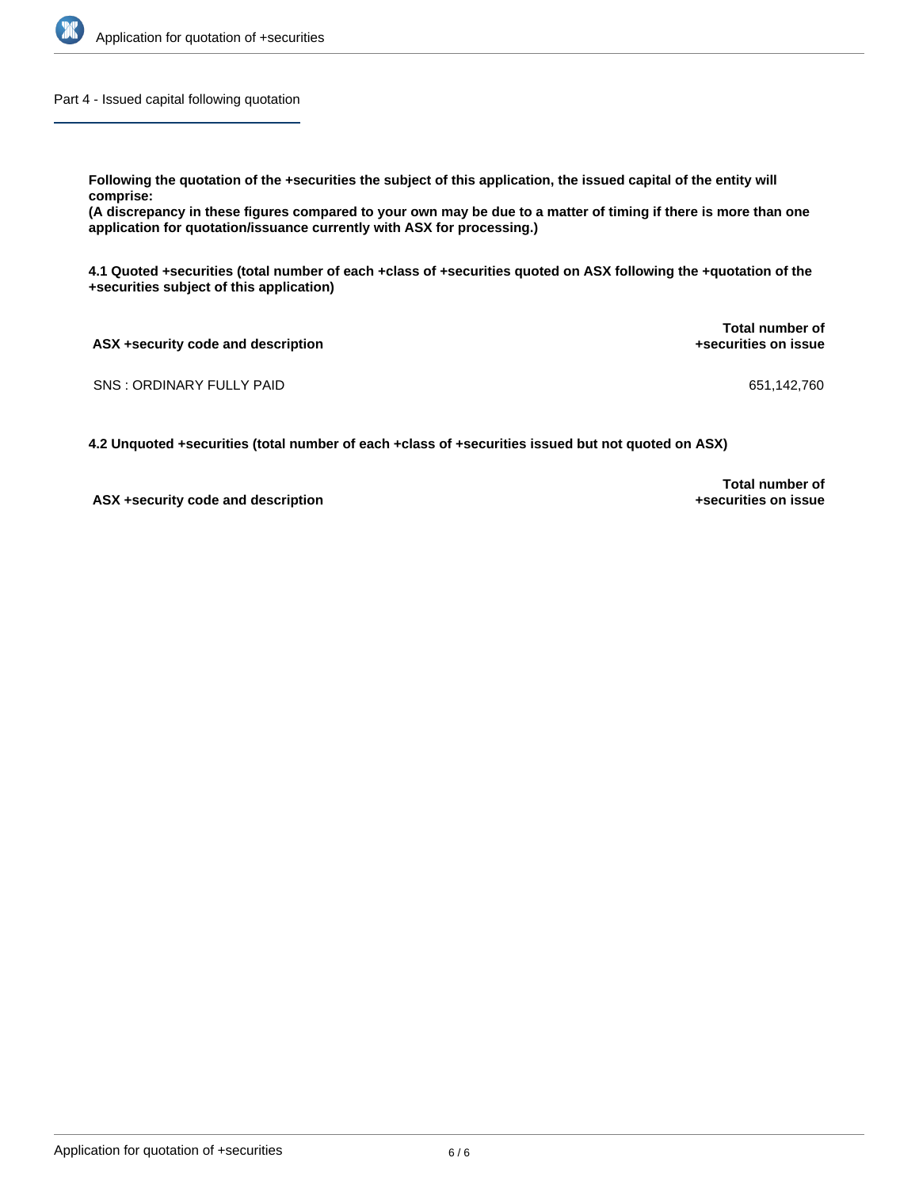## Part 4 - Issued capital following quotation

**Following the quotation of the +securities the subject of this application, the issued capital of the entity will comprise:**

**(A discrepancy in these figures compared to your own may be due to a matter of timing if there is more than one application for quotation/issuance currently with ASX for processing.)**

**4.1 Quoted +securities (total number of each +class of +securities quoted on ASX following the +quotation of the +securities subject of this application)**

| ASX +security code and description | Total number of +securities on issue |
| --- | --- |
| SNS : ORDINARY FULLY PAID | 651,142,760 |

**4.2 Unquoted +securities (total number of each +class of +securities issued but not quoted on ASX)**

| ASX +security code and description | Total number of +securities on issue |
| --- | --- |